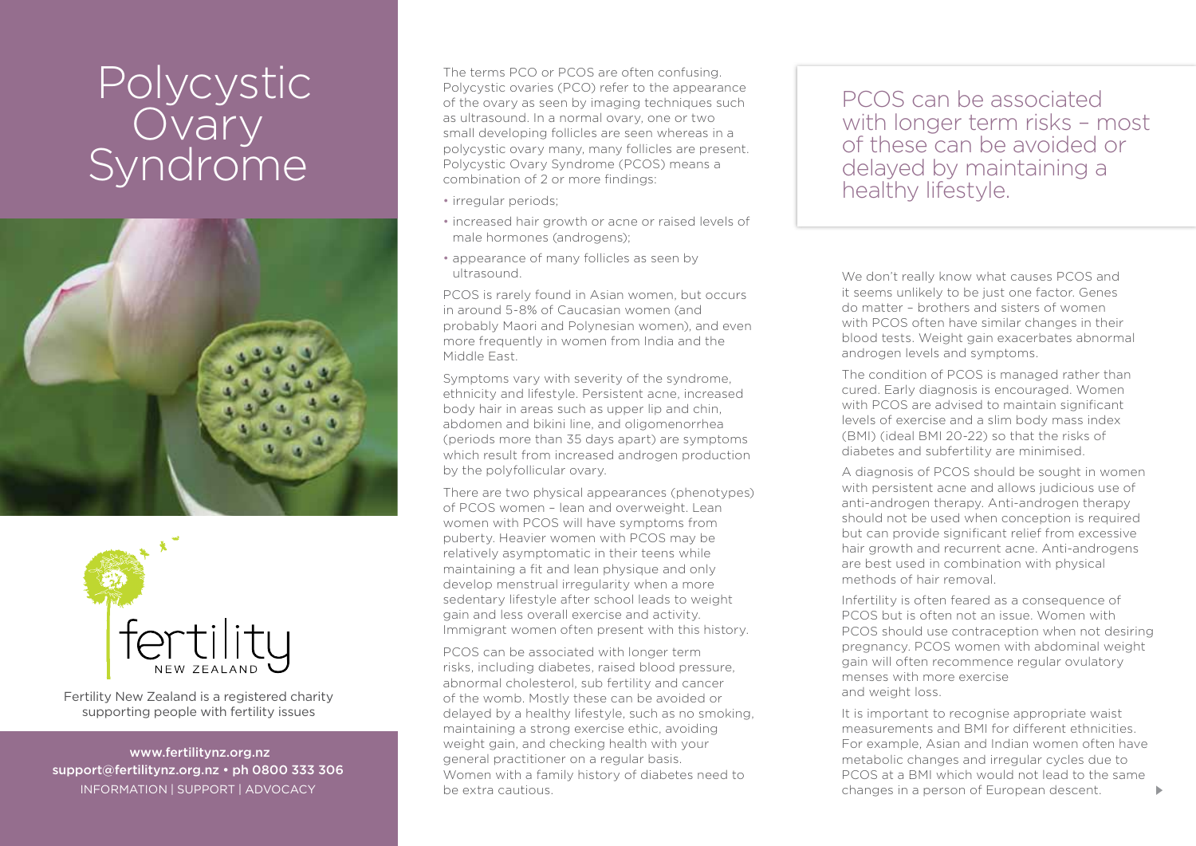# Polycystic Ovary Syndrome

fertility NEW ZEALAND

Fertility New Zealand is a registered charity supporting people with fertility issues

www.fertilitynz.org.nz
support@fertilitynz.org.nz • ph 0800 333 306
INFORMATION | SUPPORT | ADVOCACY

The terms PCO or PCOS are often confusing. Polycystic ovaries (PCO) refer to the appearance of the ovary as seen by imaging techniques such as ultrasound. In a normal ovary, one or two small developing follicles are seen whereas in a polycystic ovary many, many follicles are present. Polycystic Ovary Syndrome (PCOS) means a combination of 2 or more findings:

- irregular periods;
- increased hair growth or acne or raised levels of male hormones (androgens);
- appearance of many follicles as seen by ultrasound.

PCOS is rarely found in Asian women, but occurs in around 5-8% of Caucasian women (and probably Maori and Polynesian women), and even more frequently in women from India and the Middle East.

Symptoms vary with severity of the syndrome, ethnicity and lifestyle. Persistent acne, increased body hair in areas such as upper lip and chin, abdomen and bikini line, and oligomenorrhea (periods more than 35 days apart) are symptoms which result from increased androgen production by the polyfollicular ovary.

There are two physical appearances (phenotypes) of PCOS women – lean and overweight. Lean women with PCOS will have symptoms from puberty. Heavier women with PCOS may be relatively asymptomatic in their teens while maintaining a fit and lean physique and only develop menstrual irregularity when a more sedentary lifestyle after school leads to weight gain and less overall exercise and activity. Immigrant women often present with this history.

PCOS can be associated with longer term risks, including diabetes, raised blood pressure, abnormal cholesterol, sub fertility and cancer of the womb. Mostly these can be avoided or delayed by a healthy lifestyle, such as no smoking, maintaining a strong exercise ethic, avoiding weight gain, and checking health with your general practitioner on a regular basis. Women with a family history of diabetes need to be extra cautious.

> PCOS can be associated with longer term risks – most of these can be avoided or delayed by maintaining a healthy lifestyle.

We don't really know what causes PCOS and it seems unlikely to be just one factor. Genes do matter – brothers and sisters of women with PCOS often have similar changes in their blood tests. Weight gain exacerbates abnormal androgen levels and symptoms.

The condition of PCOS is managed rather than cured. Early diagnosis is encouraged. Women with PCOS are advised to maintain significant levels of exercise and a slim body mass index (BMI) (ideal BMI 20-22) so that the risks of diabetes and subfertility are minimised.

A diagnosis of PCOS should be sought in women with persistent acne and allows judicious use of anti-androgen therapy. Anti-androgen therapy should not be used when conception is required but can provide significant relief from excessive hair growth and recurrent acne. Anti-androgens are best used in combination with physical methods of hair removal.

Infertility is often feared as a consequence of PCOS but is often not an issue. Women with PCOS should use contraception when not desiring pregnancy. PCOS women with abdominal weight gain will often recommence regular ovulatory menses with more exercise and weight loss.

It is important to recognise appropriate waist measurements and BMI for different ethnicities. For example, Asian and Indian women often have metabolic changes and irregular cycles due to PCOS at a BMI which would not lead to the same changes in a person of European descent.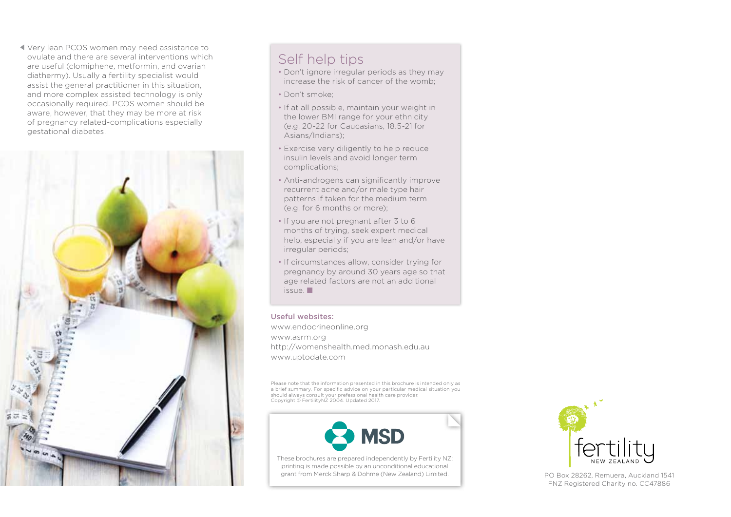- Very lean PCOS women may need assistance to ovulate and there are several interventions which are useful (clomiphene, metformin, and ovarian diathermy). Usually a fertility specialist would assist the general practitioner in this situation, and more complex assisted technology is only occasionally required. PCOS women should be aware, however, that they may be more at risk of pregnancy related-complications especially gestational diabetes.

## Self help tips

- Don't ignore irregular periods as they may increase the risk of cancer of the womb;
- Don't smoke;
- If at all possible, maintain your weight in the lower BMI range for your ethnicity (e.g. 20-22 for Caucasians, 18.5-21 for Asians/Indians);
- Exercise very diligently to help reduce insulin levels and avoid longer term complications;
- Anti-androgens can significantly improve recurrent acne and/or male type hair patterns if taken for the medium term (e.g. for 6 months or more);
- If you are not pregnant after 3 to 6 months of trying, seek expert medical help, especially if you are lean and/or have irregular periods;
- If circumstances allow, consider trying for pregnancy by around 30 years age so that age related factors are not an additional issue. ■

**Useful websites:**

www.endocrineonline.org
www.asrm.org
http://womenshealth.med.monash.edu.au
www.uptodate.com

Please note that the information presented in this brochure is intended only as a brief summary. For specific advice on your particular medical situation you should always consult your professional health care provider.
Copyright © FertilityNZ 2004. Updated 2017.

MSD

These brochures are prepared independently by Fertility NZ; printing is made possible by an unconditional educational grant from Merck Sharp & Dohme (New Zealand) Limited.

fertility NEW ZEALAND

PO Box 28262, Remuera, Auckland 1541
FNZ Registered Charity no. CC47886